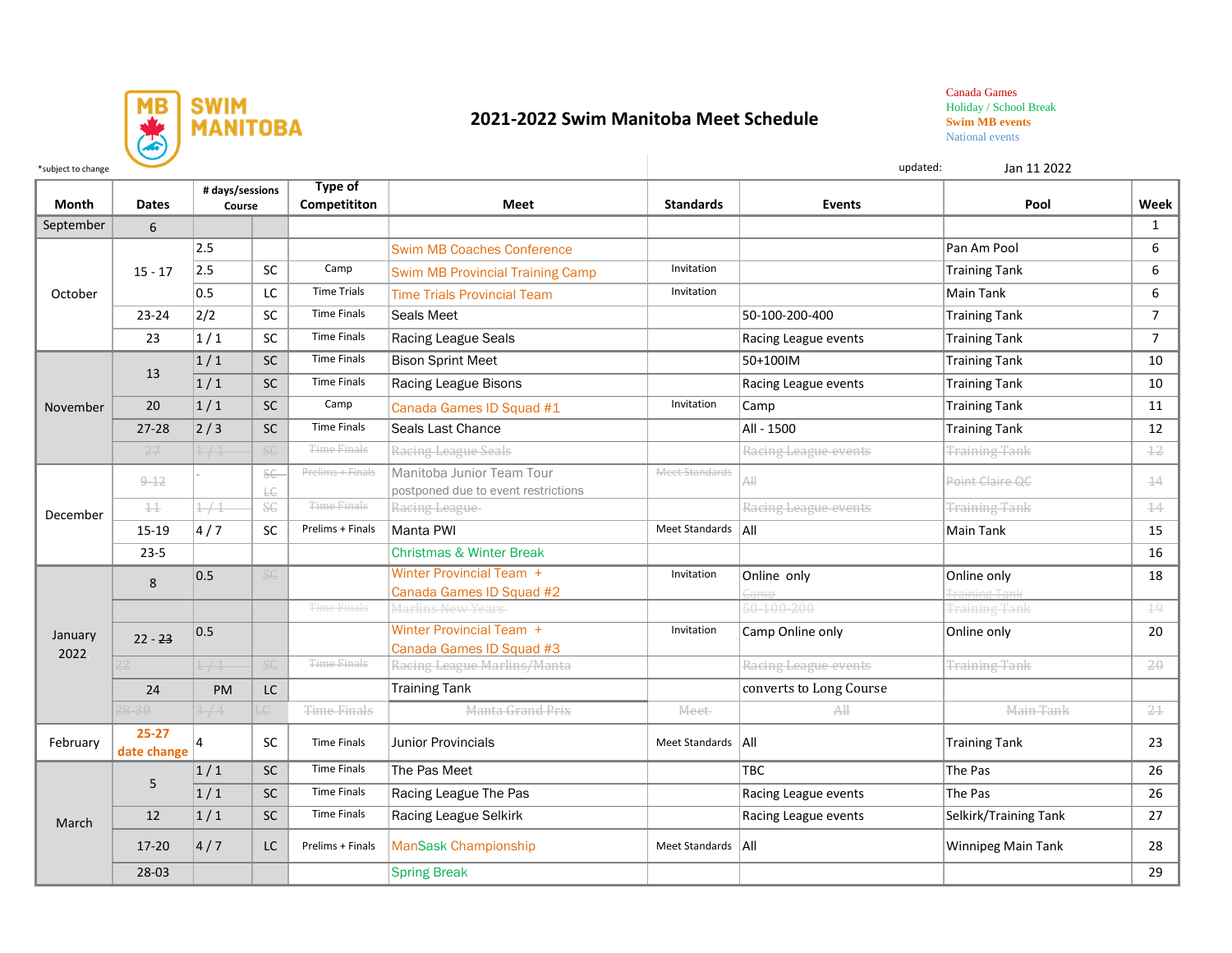# 2021-2022 Swim Manitoba Meet Schedule

SWIM MANITOBA

Canada Games
Holiday / School Break
**Swim MB events**
National events

*subject to change

updated: Jan 11 2022

| Month | Dates | # days/sessions | Course | Type of Competititon | Meet | Standards | Events | Pool | Week |
|---|---|---|---|---|---|---|---|---|---|
| September | 6 | | | | | | | | 1 |
| October | 15 - 17 | 2.5 | | | Swim MB Coaches Conference | | | Pan Am Pool | 6 |
| | | 2.5 | SC | Camp | Swim MB Provincial Training Camp | Invitation | | Training Tank | 6 |
| | | 0.5 | LC | Time Trials | Time Trials Provincial Team | Invitation | | Main Tank | 6 |
| | 23-24 | 2/2 | SC | Time Finals | Seals Meet | | 50-100-200-400 | Training Tank | 7 |
| | 23 | 1 / 1 | SC | Time Finals | Racing League Seals | | Racing League events | Training Tank | 7 |
| November | 13 | 1 / 1 | SC | Time Finals | Bison Sprint Meet | | 50+100IM | Training Tank | 10 |
| | | 1 / 1 | SC | Time Finals | Racing League Bisons | | Racing League events | Training Tank | 10 |
| | 20 | 1 / 1 | SC | Camp | Canada Games ID Squad #1 | Invitation | Camp | Training Tank | 11 |
| | 27-28 | 2 / 3 | SC | Time Finals | Seals Last Chance | | All - 1500 | Training Tank | 12 |
| | ~~27~~ | ~~1 / 1~~ | ~~SC~~ | ~~Time Finals~~ | ~~Racing League Seals~~ | | ~~Racing League events~~ | ~~Training Tank~~ | ~~12~~ |
| December | ~~9-12~~ | - | ~~SC LC~~ | ~~Prelims + Finals~~ | Manitoba Junior Team Tour postponed due to event restrictions | ~~Meet Standards~~ | ~~All~~ | ~~Point Claire QC~~ | ~~14~~ |
| | ~~11~~ | ~~1 / 1~~ | ~~SC~~ | ~~Time Finals~~ | ~~Racing League~~ | | ~~Racing League events~~ | ~~Training Tank~~ | ~~14~~ |
| | 15-19 | 4 / 7 | SC | Prelims + Finals | Manta PWI | Meet Standards | All | Main Tank | 15 |
| | 23-5 | | | | Christmas & Winter Break | | | | 16 |
| January 2022 | 8 | 0.5 | ~~SC~~ | | Winter Provincial Team + Canada Games ID Squad #2 | Invitation | Online only ~~Camp~~ | Online only ~~Training Tank~~ | 18 |
| | | | | ~~Time Finals~~ | ~~Marlins New Years~~ | | ~~50-100-200~~ | ~~Training Tank~~ | ~~19~~ |
| | 22 - ~~23~~ | 0.5 | | | Winter Provincial Team + Canada Games ID Squad #3 | Invitation | Camp Online only | Online only | 20 |
| | ~~22~~ | ~~1 / 1~~ | ~~SC~~ | ~~Time Finals~~ | ~~Racing League Marlins/Manta~~ | | ~~Racing League events~~ | ~~Training Tank~~ | ~~20~~ |
| | 24 | PM | LC | | Training Tank | | converts to Long Course | | |
| | ~~28-30~~ | ~~3 / 4~~ | ~~LC~~ | ~~Time Finals~~ | ~~Manta Grand Prix~~ | ~~Meet~~ | ~~All~~ | ~~Main Tank~~ | ~~21~~ |
| February | **25-27 date change** | 4 | SC | Time Finals | Junior Provincials | Meet Standards | All | Training Tank | 23 |
| March | 5 | 1 / 1 | SC | Time Finals | The Pas Meet | | TBC | The Pas | 26 |
| | | 1 / 1 | SC | Time Finals | Racing League The Pas | | Racing League events | The Pas | 26 |
| | 12 | 1 / 1 | SC | Time Finals | Racing League Selkirk | | Racing League events | Selkirk/Training Tank | 27 |
| | 17-20 | 4 / 7 | LC | Prelims + Finals | ManSask Championship | Meet Standards | All | Winnipeg Main Tank | 28 |
| | 28-03 | | | | Spring Break | | | | 29 |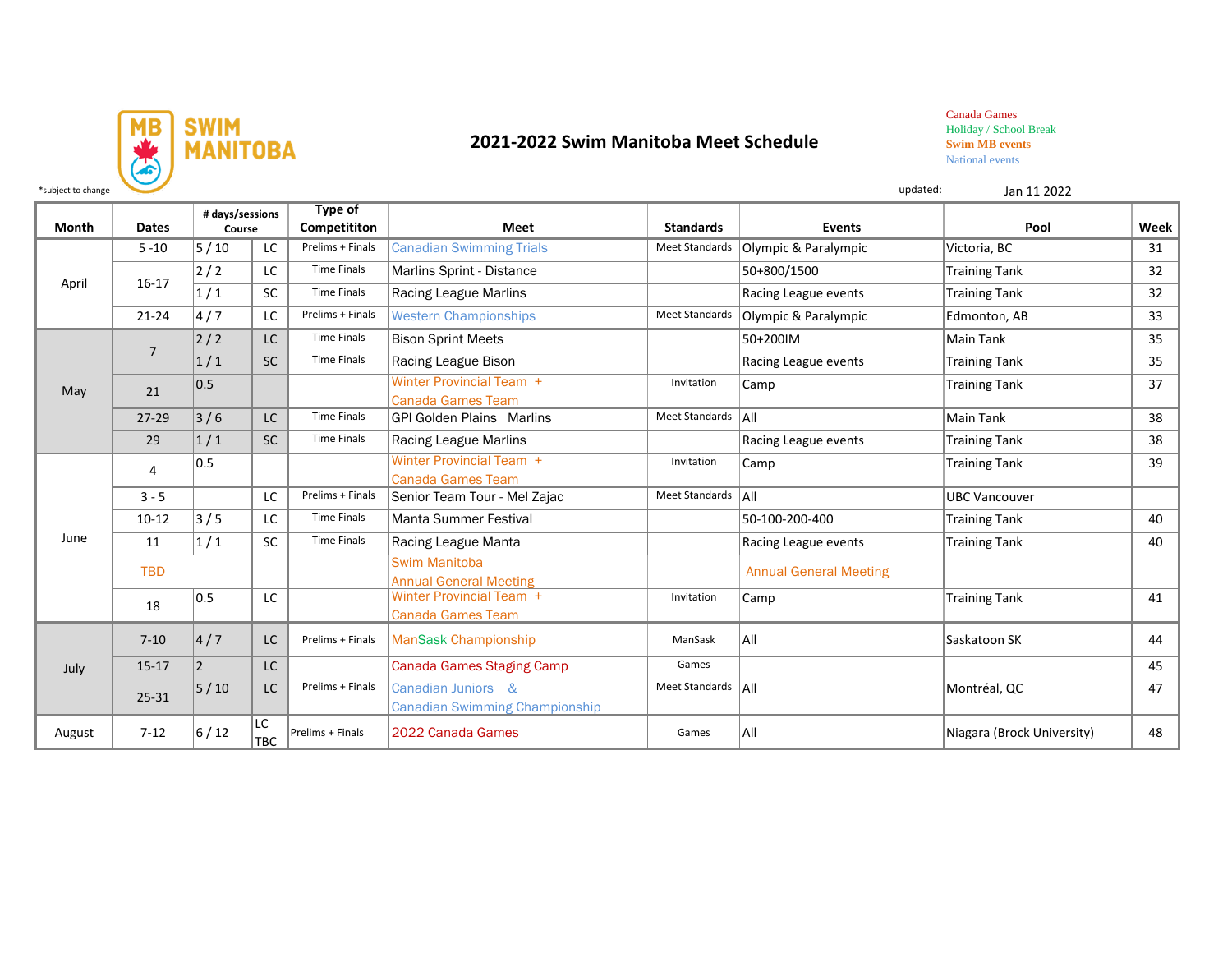SWIM MANITOBA

# 2021-2022 Swim Manitoba Meet Schedule

Canada Games
Holiday / School Break
Swim MB events
National events

*subject to change

updated: Jan 11 2022

| Month | Dates | # days/sessions | Course | Type of Competititon | Meet | Standards | Events | Pool | Week |
|---|---|---|---|---|---|---|---|---|---|
| April | 5 -10 | 5 / 10 | LC | Prelims + Finals | Canadian Swimming Trials | Meet Standards | Olympic & Paralympic | Victoria, BC | 31 |
| | 16-17 | 2 / 2 | LC | Time Finals | Marlins Sprint - Distance | | 50+800/1500 | Training Tank | 32 |
| | | 1 / 1 | SC | Time Finals | Racing League Marlins | | Racing League events | Training Tank | 32 |
| | 21-24 | 4 / 7 | LC | Prelims + Finals | Western Championships | Meet Standards | Olympic & Paralympic | Edmonton, AB | 33 |
| May | 7 | 2 / 2 | LC | Time Finals | Bison Sprint Meets | | 50+200IM | Main Tank | 35 |
| | | 1 / 1 | SC | Time Finals | Racing League Bison | | Racing League events | Training Tank | 35 |
| | 21 | 0.5 | | | Winter Provincial Team + Canada Games Team | Invitation | Camp | Training Tank | 37 |
| | 27-29 | 3 / 6 | LC | Time Finals | GPI Golden Plains Marlins | Meet Standards | All | Main Tank | 38 |
| | 29 | 1 / 1 | SC | Time Finals | Racing League Marlins | | Racing League events | Training Tank | 38 |
| June | 4 | 0.5 | | | Winter Provincial Team + Canada Games Team | Invitation | Camp | Training Tank | 39 |
| | 3 - 5 | | LC | Prelims + Finals | Senior Team Tour - Mel Zajac | Meet Standards | All | UBC Vancouver | |
| | 10-12 | 3 / 5 | LC | Time Finals | Manta Summer Festival | | 50-100-200-400 | Training Tank | 40 |
| | 11 | 1 / 1 | SC | Time Finals | Racing League Manta | | Racing League events | Training Tank | 40 |
| | TBD | | | | Swim Manitoba Annual General Meeting | | Annual General Meeting | | |
| | 18 | 0.5 | LC | | Winter Provincial Team + Canada Games Team | Invitation | Camp | Training Tank | 41 |
| July | 7-10 | 4 / 7 | LC | Prelims + Finals | ManSask Championship | ManSask | All | Saskatoon SK | 44 |
| | 15-17 | 2 | LC | | Canada Games Staging Camp | Games | | | 45 |
| | 25-31 | 5 / 10 | LC | Prelims + Finals | Canadian Juniors & Canadian Swimming Championship | Meet Standards | All | Montréal, QC | 47 |
| August | 7-12 | 6 / 12 | LC TBC | Prelims + Finals | 2022 Canada Games | Games | All | Niagara (Brock University) | 48 |